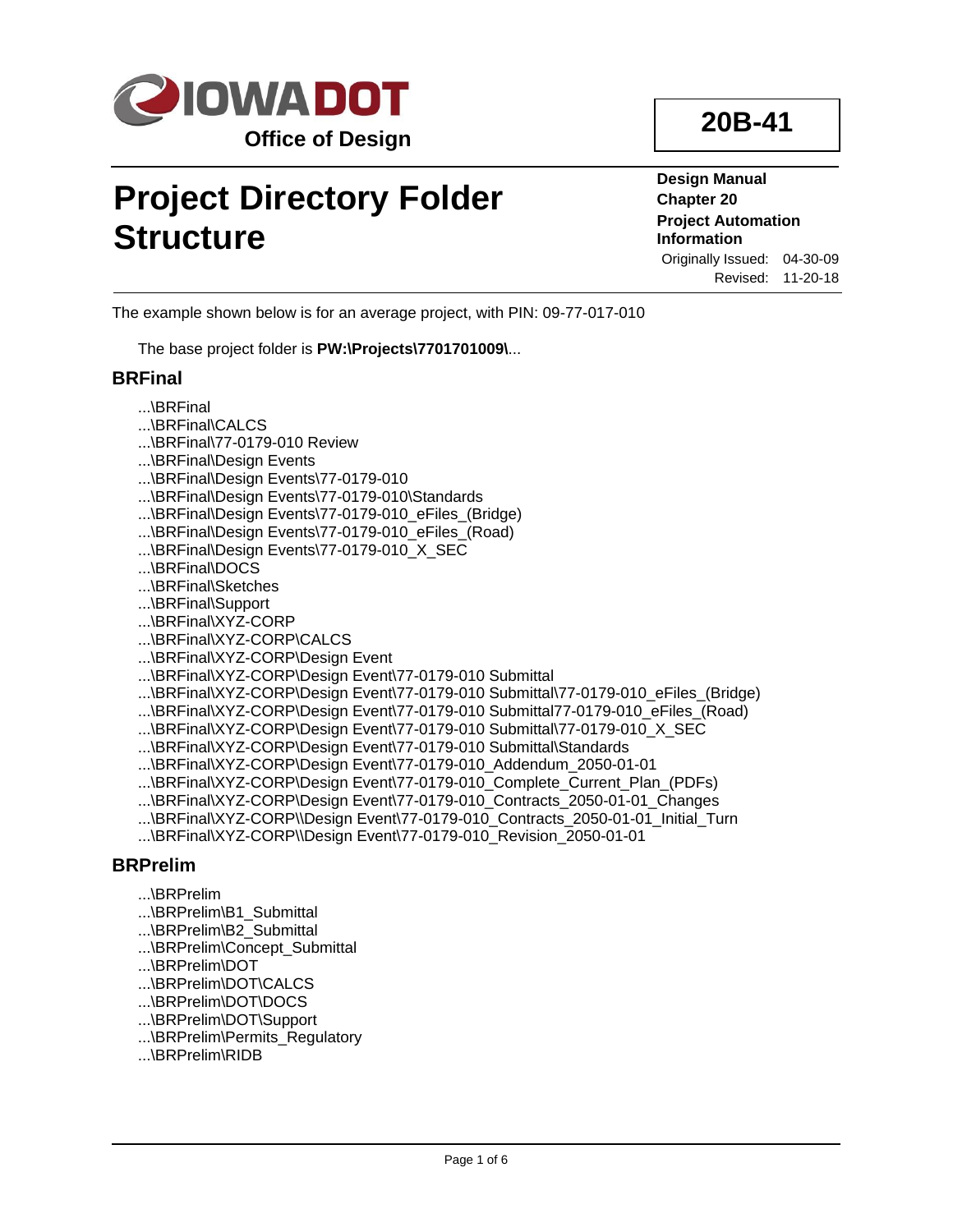IOWA DOT

Office of Design

# Project Directory Folder Structure

**20B-41**

**Design Manual**
**Chapter 20**
**Project Automation Information**

Originally Issued: 04-30-09
Revised: 11-20-18

The example shown below is for an average project, with PIN: 09-77-017-010

The base project folder is **PW:\Projects\7701701009\**...

## BRFinal

...\BRFinal
...\BRFinal\CALCS
...\BRFinal\77-0179-010 Review
...\BRFinal\Design Events
...\BRFinal\Design Events\77-0179-010
...\BRFinal\Design Events\77-0179-010\Standards
...\BRFinal\Design Events\77-0179-010_eFiles_(Bridge)
...\BRFinal\Design Events\77-0179-010_eFiles_(Road)
...\BRFinal\Design Events\77-0179-010_X_SEC
...\BRFinal\DOCS
...\BRFinal\Sketches
...\BRFinal\Support
...\BRFinal\XYZ-CORP
...\BRFinal\XYZ-CORP\CALCS
...\BRFinal\XYZ-CORP\Design Event
...\BRFinal\XYZ-CORP\Design Event\77-0179-010 Submittal
...\BRFinal\XYZ-CORP\Design Event\77-0179-010 Submittal\77-0179-010_eFiles_(Bridge)
...\BRFinal\XYZ-CORP\Design Event\77-0179-010 Submittal77-0179-010_eFiles_(Road)
...\BRFinal\XYZ-CORP\Design Event\77-0179-010 Submittal\77-0179-010_X_SEC
...\BRFinal\XYZ-CORP\Design Event\77-0179-010 Submittal\Standards
...\BRFinal\XYZ-CORP\Design Event\77-0179-010_Addendum_2050-01-01
...\BRFinal\XYZ-CORP\Design Event\77-0179-010_Complete_Current_Plan_(PDFs)
...\BRFinal\XYZ-CORP\Design Event\77-0179-010_Contracts_2050-01-01_Changes
...\BRFinal\XYZ-CORP\\Design Event\77-0179-010_Contracts_2050-01-01_Initial_Turn
...\BRFinal\XYZ-CORP\\Design Event\77-0179-010_Revision_2050-01-01

## BRPrelim

...\BRPrelim
...\BRPrelim\B1_Submittal
...\BRPrelim\B2_Submittal
...\BRPrelim\Concept_Submittal
...\BRPrelim\DOT
...\BRPrelim\DOT\CALCS
...\BRPrelim\DOT\DOCS
...\BRPrelim\DOT\Support
...\BRPrelim\Permits_Regulatory
...\BRPrelim\RIDB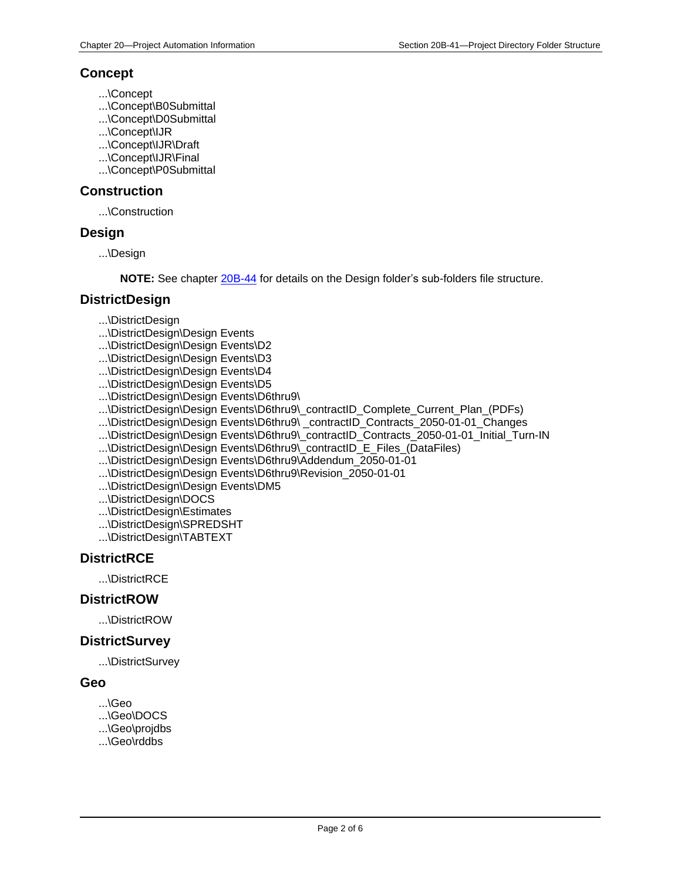## Concept

...\Concept
...\Concept\B0Submittal
...\Concept\D0Submittal
...\Concept\IJR
...\Concept\IJR\Draft
...\Concept\IJR\Final
...\Concept\P0Submittal

## Construction

...\Construction

## Design

...\Design

**NOTE:** See chapter 20B-44 for details on the Design folder's sub-folders file structure.

## DistrictDesign

...\DistrictDesign
...\DistrictDesign\Design Events
...\DistrictDesign\Design Events\D2
...\DistrictDesign\Design Events\D3
...\DistrictDesign\Design Events\D4
...\DistrictDesign\Design Events\D5
...\DistrictDesign\Design Events\D6thru9\
...\DistrictDesign\Design Events\D6thru9\_contractID_Complete_Current_Plan_(PDFs)
...\DistrictDesign\Design Events\D6thru9\ _contractID_Contracts_2050-01-01_Changes
...\DistrictDesign\Design Events\D6thru9\_contractID_Contracts_2050-01-01_Initial_Turn-IN
...\DistrictDesign\Design Events\D6thru9\_contractID_E_Files_(DataFiles)
...\DistrictDesign\Design Events\D6thru9\Addendum_2050-01-01
...\DistrictDesign\Design Events\D6thru9\Revision_2050-01-01
...\DistrictDesign\Design Events\DM5
...\DistrictDesign\DOCS
...\DistrictDesign\Estimates
...\DistrictDesign\SPREDSHT
...\DistrictDesign\TABTEXT

## DistrictRCE

...\DistrictRCE

## DistrictROW

...\DistrictROW

## DistrictSurvey

...\DistrictSurvey

## Geo

...\Geo
...\Geo\DOCS
...\Geo\projdbs
...\Geo\rddbs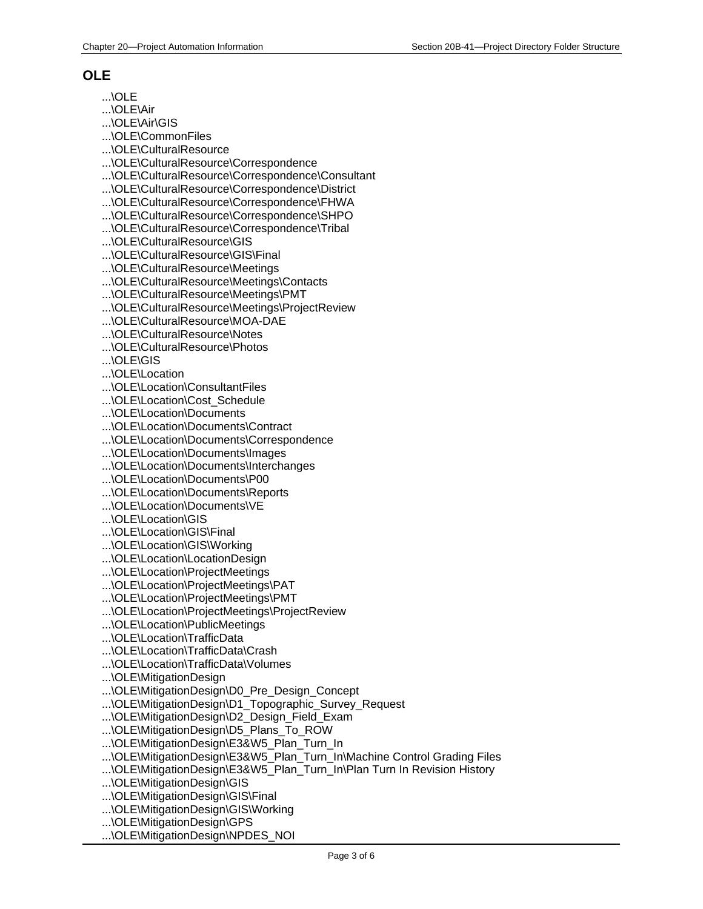## OLE

...\OLE
...\OLE\Air
...\OLE\Air\GIS
...\OLE\CommonFiles
...\OLE\CulturalResource
...\OLE\CulturalResource\Correspondence
...\OLE\CulturalResource\Correspondence\Consultant
...\OLE\CulturalResource\Correspondence\District
...\OLE\CulturalResource\Correspondence\FHWA
...\OLE\CulturalResource\Correspondence\SHPO
...\OLE\CulturalResource\Correspondence\Tribal
...\OLE\CulturalResource\GIS
...\OLE\CulturalResource\GIS\Final
...\OLE\CulturalResource\Meetings
...\OLE\CulturalResource\Meetings\Contacts
...\OLE\CulturalResource\Meetings\PMT
...\OLE\CulturalResource\Meetings\ProjectReview
...\OLE\CulturalResource\MOA-DAE
...\OLE\CulturalResource\Notes
...\OLE\CulturalResource\Photos
...\OLE\GIS
...\OLE\Location
...\OLE\Location\ConsultantFiles
...\OLE\Location\Cost_Schedule
...\OLE\Location\Documents
...\OLE\Location\Documents\Contract
...\OLE\Location\Documents\Correspondence
...\OLE\Location\Documents\Images
...\OLE\Location\Documents\Interchanges
...\OLE\Location\Documents\P00
...\OLE\Location\Documents\Reports
...\OLE\Location\Documents\VE
...\OLE\Location\GIS
...\OLE\Location\GIS\Final
...\OLE\Location\GIS\Working
...\OLE\Location\LocationDesign
...\OLE\Location\ProjectMeetings
...\OLE\Location\ProjectMeetings\PAT
...\OLE\Location\ProjectMeetings\PMT
...\OLE\Location\ProjectMeetings\ProjectReview
...\OLE\Location\PublicMeetings
...\OLE\Location\TrafficData
...\OLE\Location\TrafficData\Crash
...\OLE\Location\TrafficData\Volumes
...\OLE\MitigationDesign
...\OLE\MitigationDesign\D0_Pre_Design_Concept
...\OLE\MitigationDesign\D1_Topographic_Survey_Request
...\OLE\MitigationDesign\D2_Design_Field_Exam
...\OLE\MitigationDesign\D5_Plans_To_ROW
...\OLE\MitigationDesign\E3&W5_Plan_Turn_In
...\OLE\MitigationDesign\E3&W5_Plan_Turn_In\Machine Control Grading Files
...\OLE\MitigationDesign\E3&W5_Plan_Turn_In\Plan Turn In Revision History
...\OLE\MitigationDesign\GIS
...\OLE\MitigationDesign\GIS\Final
...\OLE\MitigationDesign\GIS\Working
...\OLE\MitigationDesign\GPS
...\OLE\MitigationDesign\NPDES_NOI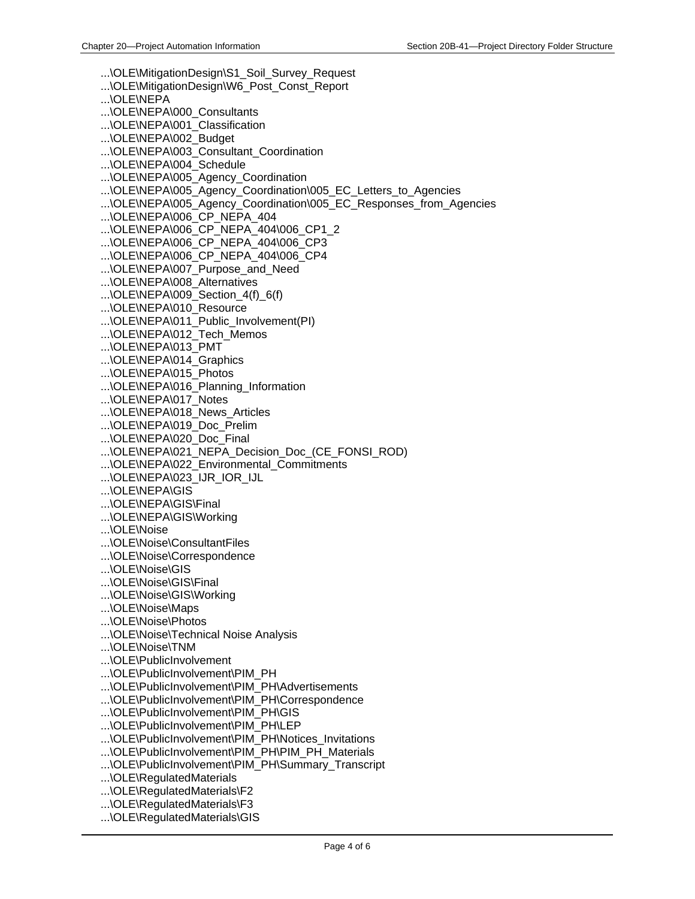...\OLE\MitigationDesign\S1_Soil_Survey_Request
...\OLE\MitigationDesign\W6_Post_Const_Report
...\OLE\NEPA
...\OLE\NEPA\000_Consultants
...\OLE\NEPA\001_Classification
...\OLE\NEPA\002_Budget
...\OLE\NEPA\003_Consultant_Coordination
...\OLE\NEPA\004_Schedule
...\OLE\NEPA\005_Agency_Coordination
...\OLE\NEPA\005_Agency_Coordination\005_EC_Letters_to_Agencies
...\OLE\NEPA\005_Agency_Coordination\005_EC_Responses_from_Agencies
...\OLE\NEPA\006_CP_NEPA_404
...\OLE\NEPA\006_CP_NEPA_404\006_CP1_2
...\OLE\NEPA\006_CP_NEPA_404\006_CP3
...\OLE\NEPA\006_CP_NEPA_404\006_CP4
...\OLE\NEPA\007_Purpose_and_Need
...\OLE\NEPA\008_Alternatives
...\OLE\NEPA\009_Section_4(f)_6(f)
...\OLE\NEPA\010_Resource
...\OLE\NEPA\011_Public_Involvement(PI)
...\OLE\NEPA\012_Tech_Memos
...\OLE\NEPA\013_PMT
...\OLE\NEPA\014_Graphics
...\OLE\NEPA\015_Photos
...\OLE\NEPA\016_Planning_Information
...\OLE\NEPA\017_Notes
...\OLE\NEPA\018_News_Articles
...\OLE\NEPA\019_Doc_Prelim
...\OLE\NEPA\020_Doc_Final
...\OLE\NEPA\021_NEPA_Decision_Doc_(CE_FONSI_ROD)
...\OLE\NEPA\022_Environmental_Commitments
...\OLE\NEPA\023_IJR_IOR_IJL
...\OLE\NEPA\GIS
...\OLE\NEPA\GIS\Final
...\OLE\NEPA\GIS\Working
...\OLE\Noise
...\OLE\Noise\ConsultantFiles
...\OLE\Noise\Correspondence
...\OLE\Noise\GIS
...\OLE\Noise\GIS\Final
...\OLE\Noise\GIS\Working
...\OLE\Noise\Maps
...\OLE\Noise\Photos
...\OLE\Noise\Technical Noise Analysis
...\OLE\Noise\TNM
...\OLE\PublicInvolvement
...\OLE\PublicInvolvement\PIM_PH
...\OLE\PublicInvolvement\PIM_PH\Advertisements
...\OLE\PublicInvolvement\PIM_PH\Correspondence
...\OLE\PublicInvolvement\PIM_PH\GIS
...\OLE\PublicInvolvement\PIM_PH\LEP
...\OLE\PublicInvolvement\PIM_PH\Notices_Invitations
...\OLE\PublicInvolvement\PIM_PH\PIM_PH_Materials
...\OLE\PublicInvolvement\PIM_PH\Summary_Transcript
...\OLE\RegulatedMaterials
...\OLE\RegulatedMaterials\F2
...\OLE\RegulatedMaterials\F3
...\OLE\RegulatedMaterials\GIS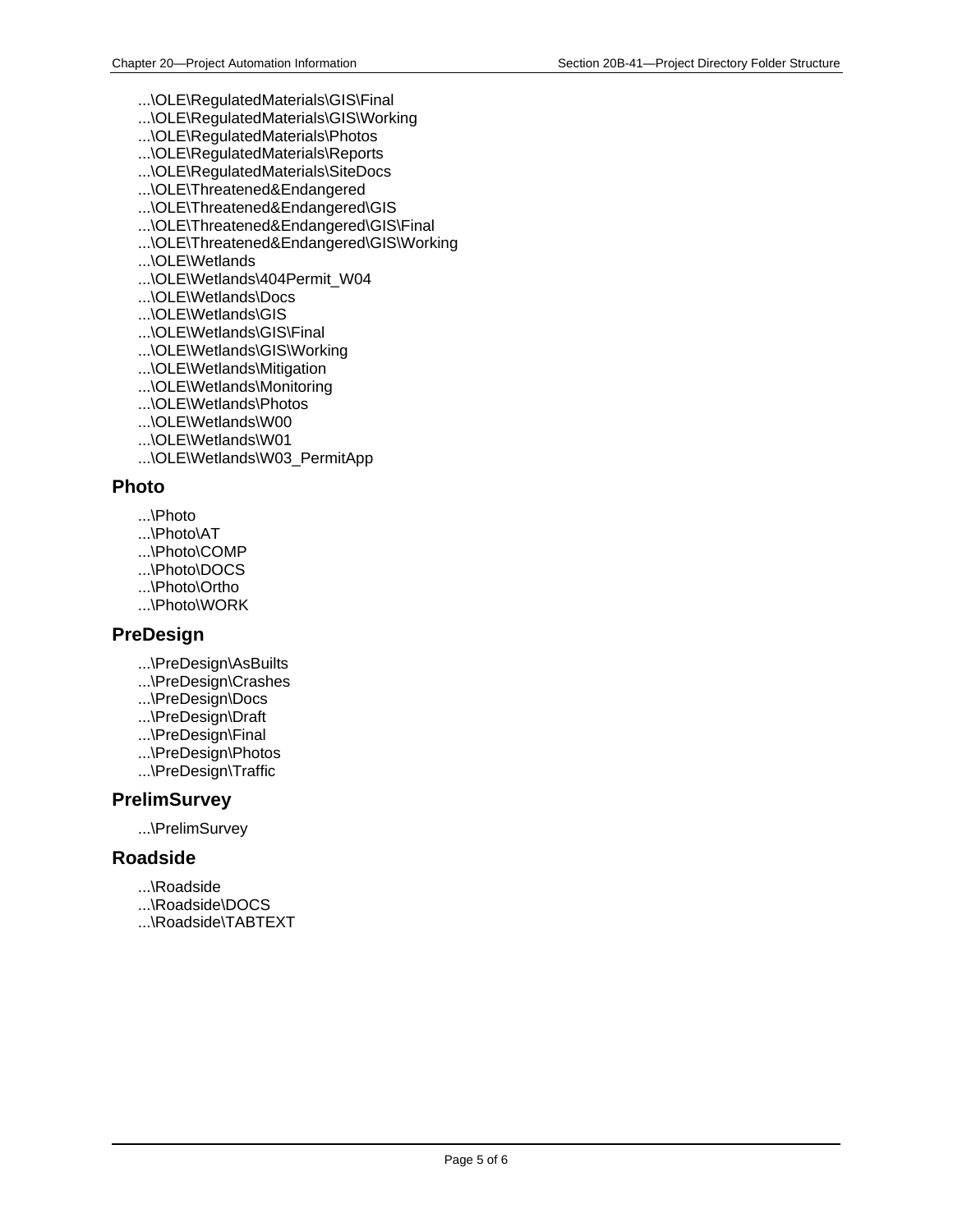...\OLE\RegulatedMaterials\GIS\Final  
...\OLE\RegulatedMaterials\GIS\Working  
...\OLE\RegulatedMaterials\Photos  
...\OLE\RegulatedMaterials\Reports  
...\OLE\RegulatedMaterials\SiteDocs  
...\OLE\Threatened&Endangered  
...\OLE\Threatened&Endangered\GIS  
...\OLE\Threatened&Endangered\GIS\Final  
...\OLE\Threatened&Endangered\GIS\Working  
...\OLE\Wetlands  
...\OLE\Wetlands\404Permit_W04  
...\OLE\Wetlands\Docs  
...\OLE\Wetlands\GIS  
...\OLE\Wetlands\GIS\Final  
...\OLE\Wetlands\GIS\Working  
...\OLE\Wetlands\Mitigation  
...\OLE\Wetlands\Monitoring  
...\OLE\Wetlands\Photos  
...\OLE\Wetlands\W00  
...\OLE\Wetlands\W01  
...\OLE\Wetlands\W03_PermitApp

## Photo

...\Photo  
...\Photo\AT  
...\Photo\COMP  
...\Photo\DOCS  
...\Photo\Ortho  
...\Photo\WORK

## PreDesign

...\PreDesign\AsBuilts  
...\PreDesign\Crashes  
...\PreDesign\Docs  
...\PreDesign\Draft  
...\PreDesign\Final  
...\PreDesign\Photos  
...\PreDesign\Traffic

## PrelimSurvey

...\PrelimSurvey

## Roadside

...\Roadside  
...\Roadside\DOCS  
...\Roadside\TABTEXT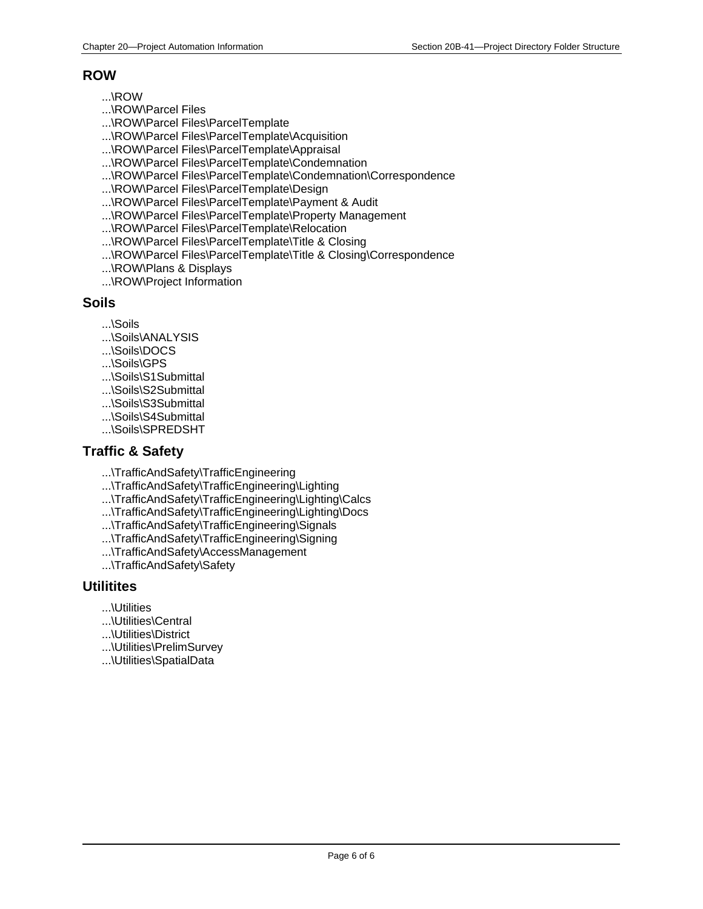## ROW

...\ROW
...\ROW\Parcel Files
...\ROW\Parcel Files\ParcelTemplate
...\ROW\Parcel Files\ParcelTemplate\Acquisition
...\ROW\Parcel Files\ParcelTemplate\Appraisal
...\ROW\Parcel Files\ParcelTemplate\Condemnation
...\ROW\Parcel Files\ParcelTemplate\Condemnation\Correspondence
...\ROW\Parcel Files\ParcelTemplate\Design
...\ROW\Parcel Files\ParcelTemplate\Payment & Audit
...\ROW\Parcel Files\ParcelTemplate\Property Management
...\ROW\Parcel Files\ParcelTemplate\Relocation
...\ROW\Parcel Files\ParcelTemplate\Title & Closing
...\ROW\Parcel Files\ParcelTemplate\Title & Closing\Correspondence
...\ROW\Plans & Displays
...\ROW\Project Information

## Soils

...\Soils
...\Soils\ANALYSIS
...\Soils\DOCS
...\Soils\GPS
...\Soils\S1Submittal
...\Soils\S2Submittal
...\Soils\S3Submittal
...\Soils\S4Submittal
...\Soils\SPREDSHT

## Traffic & Safety

...\TrafficAndSafety\TrafficEngineering
...\TrafficAndSafety\TrafficEngineering\Lighting
...\TrafficAndSafety\TrafficEngineering\Lighting\Calcs
...\TrafficAndSafety\TrafficEngineering\Lighting\Docs
...\TrafficAndSafety\TrafficEngineering\Signals
...\TrafficAndSafety\TrafficEngineering\Signing
...\TrafficAndSafety\AccessManagement
...\TrafficAndSafety\Safety

## Utilitites

...\Utilities
...\Utilities\Central
...\Utilities\District
...\Utilities\PrelimSurvey
...\Utilities\SpatialData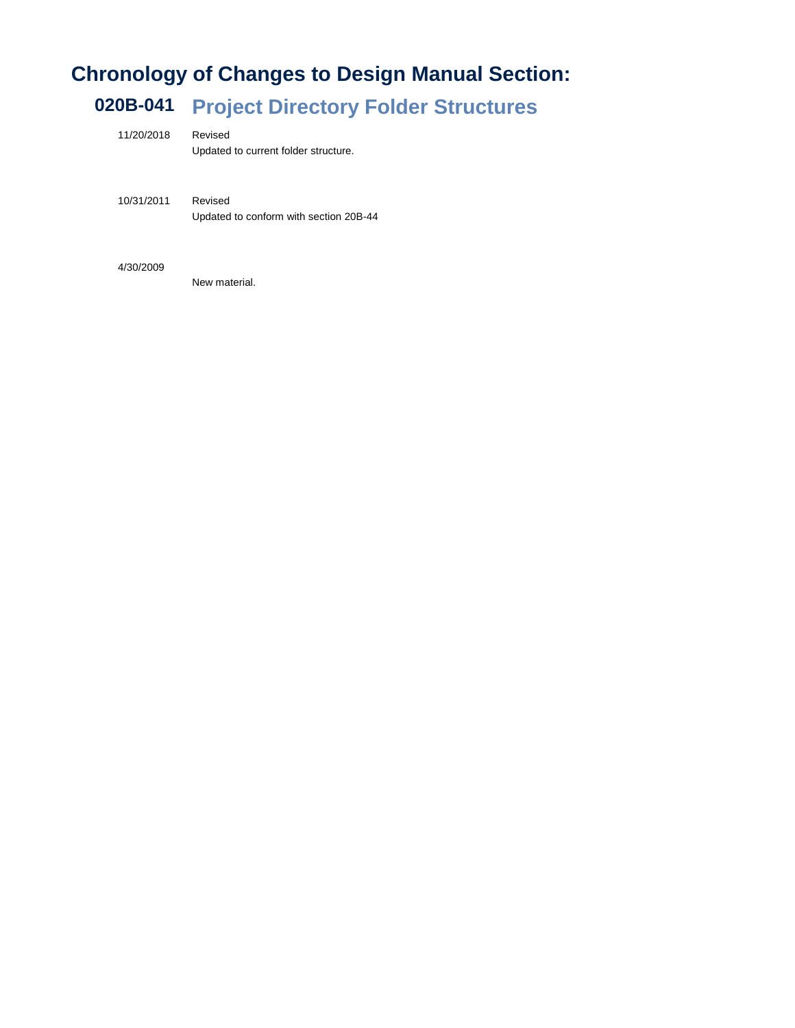# Chronology of Changes to Design Manual Section:

## 020B-041 Project Directory Folder Structures

11/20/2018 Revised

Updated to current folder structure.

10/31/2011 Revised

Updated to conform with section 20B-44

4/30/2009

New material.